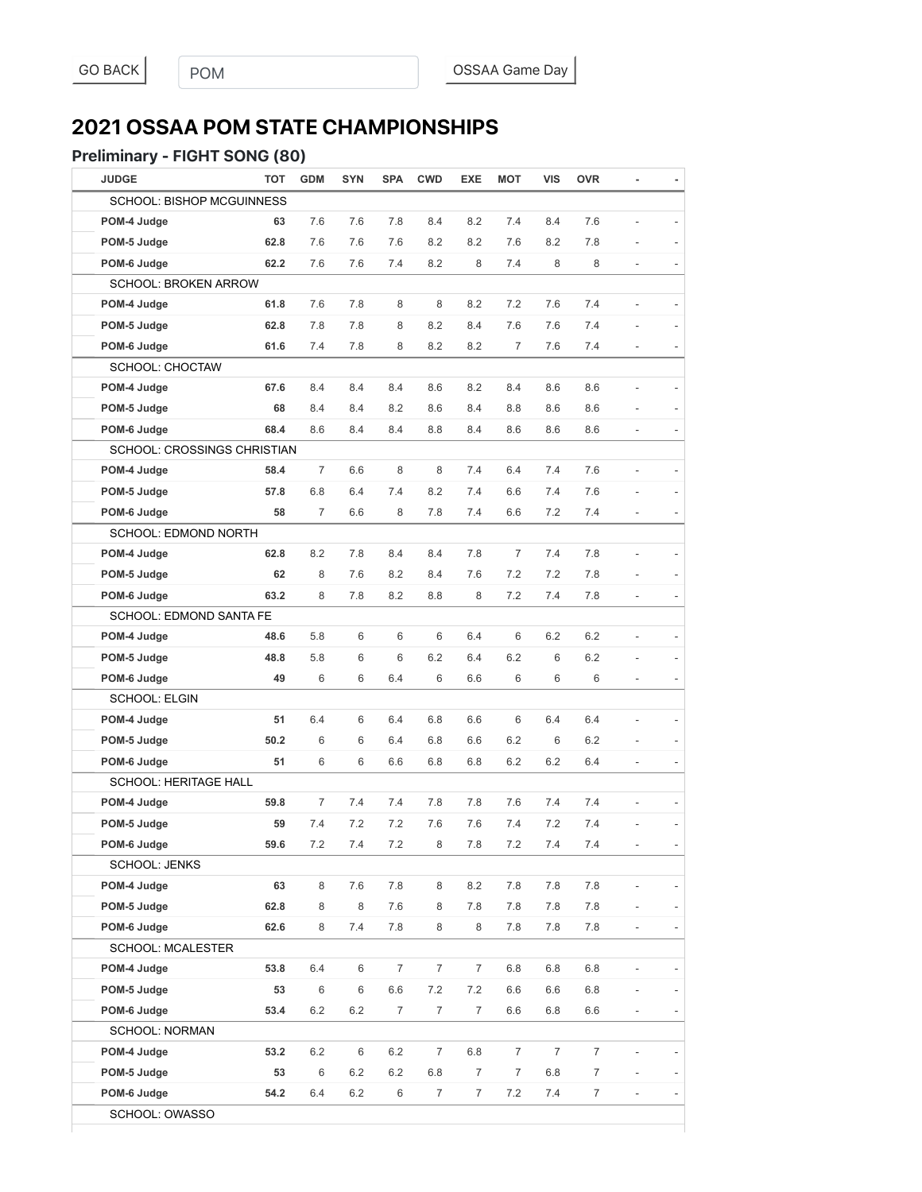GO BACK | POM | OSSAA Game Day

# 2021 OSSAA POM STATE CHAMPIONSHIPS

## Preliminary - FIGHT SONG (80)

| JUDGE | TOT | GDM | SYN | SPA | CWD | EXE | MOT | VIS | OVR | - | - |
|---|---|---|---|---|---|---|---|---|---|---|---|
| SCHOOL: BISHOP MCGUINNESS | | | | | | | | | | | |
| **POM-4 Judge** | **63** | 7.6 | 7.6 | 7.8 | 8.4 | 8.2 | 7.4 | 8.4 | 7.6 | - | - |
| **POM-5 Judge** | **62.8** | 7.6 | 7.6 | 7.6 | 8.2 | 8.2 | 7.6 | 8.2 | 7.8 | - | - |
| **POM-6 Judge** | **62.2** | 7.6 | 7.6 | 7.4 | 8.2 | 8 | 7.4 | 8 | 8 | - | - |
| SCHOOL: BROKEN ARROW | | | | | | | | | | | |
| **POM-4 Judge** | **61.8** | 7.6 | 7.8 | 8 | 8 | 8.2 | 7.2 | 7.6 | 7.4 | - | - |
| **POM-5 Judge** | **62.8** | 7.8 | 7.8 | 8 | 8.2 | 8.4 | 7.6 | 7.6 | 7.4 | - | - |
| **POM-6 Judge** | **61.6** | 7.4 | 7.8 | 8 | 8.2 | 8.2 | 7 | 7.6 | 7.4 | - | - |
| SCHOOL: CHOCTAW | | | | | | | | | | | |
| **POM-4 Judge** | **67.6** | 8.4 | 8.4 | 8.4 | 8.6 | 8.2 | 8.4 | 8.6 | 8.6 | - | - |
| **POM-5 Judge** | **68** | 8.4 | 8.4 | 8.2 | 8.6 | 8.4 | 8.8 | 8.6 | 8.6 | - | - |
| **POM-6 Judge** | **68.4** | 8.6 | 8.4 | 8.4 | 8.8 | 8.4 | 8.6 | 8.6 | 8.6 | - | - |
| SCHOOL: CROSSINGS CHRISTIAN | | | | | | | | | | | |
| **POM-4 Judge** | **58.4** | 7 | 6.6 | 8 | 8 | 7.4 | 6.4 | 7.4 | 7.6 | - | - |
| **POM-5 Judge** | **57.8** | 6.8 | 6.4 | 7.4 | 8.2 | 7.4 | 6.6 | 7.4 | 7.6 | - | - |
| **POM-6 Judge** | **58** | 7 | 6.6 | 8 | 7.8 | 7.4 | 6.6 | 7.2 | 7.4 | - | - |
| SCHOOL: EDMOND NORTH | | | | | | | | | | | |
| **POM-4 Judge** | **62.8** | 8.2 | 7.8 | 8.4 | 8.4 | 7.8 | 7 | 7.4 | 7.8 | - | - |
| **POM-5 Judge** | **62** | 8 | 7.6 | 8.2 | 8.4 | 7.6 | 7.2 | 7.2 | 7.8 | - | - |
| **POM-6 Judge** | **63.2** | 8 | 7.8 | 8.2 | 8.8 | 8 | 7.2 | 7.4 | 7.8 | - | - |
| SCHOOL: EDMOND SANTA FE | | | | | | | | | | | |
| **POM-4 Judge** | **48.6** | 5.8 | 6 | 6 | 6 | 6.4 | 6 | 6.2 | 6.2 | - | - |
| **POM-5 Judge** | **48.8** | 5.8 | 6 | 6 | 6.2 | 6.4 | 6.2 | 6 | 6.2 | - | - |
| **POM-6 Judge** | **49** | 6 | 6 | 6.4 | 6 | 6.6 | 6 | 6 | 6 | - | - |
| SCHOOL: ELGIN | | | | | | | | | | | |
| **POM-4 Judge** | **51** | 6.4 | 6 | 6.4 | 6.8 | 6.6 | 6 | 6.4 | 6.4 | - | - |
| **POM-5 Judge** | **50.2** | 6 | 6 | 6.4 | 6.8 | 6.6 | 6.2 | 6 | 6.2 | - | - |
| **POM-6 Judge** | **51** | 6 | 6 | 6.6 | 6.8 | 6.8 | 6.2 | 6.2 | 6.4 | - | - |
| SCHOOL: HERITAGE HALL | | | | | | | | | | | |
| **POM-4 Judge** | **59.8** | 7 | 7.4 | 7.4 | 7.8 | 7.8 | 7.6 | 7.4 | 7.4 | - | - |
| **POM-5 Judge** | **59** | 7.4 | 7.2 | 7.2 | 7.6 | 7.6 | 7.4 | 7.2 | 7.4 | - | - |
| **POM-6 Judge** | **59.6** | 7.2 | 7.4 | 7.2 | 8 | 7.8 | 7.2 | 7.4 | 7.4 | - | - |
| SCHOOL: JENKS | | | | | | | | | | | |
| **POM-4 Judge** | **63** | 8 | 7.6 | 7.8 | 8 | 8.2 | 7.8 | 7.8 | 7.8 | - | - |
| **POM-5 Judge** | **62.8** | 8 | 8 | 7.6 | 8 | 7.8 | 7.8 | 7.8 | 7.8 | - | - |
| **POM-6 Judge** | **62.6** | 8 | 7.4 | 7.8 | 8 | 8 | 7.8 | 7.8 | 7.8 | - | - |
| SCHOOL: MCALESTER | | | | | | | | | | | |
| **POM-4 Judge** | **53.8** | 6.4 | 6 | 7 | 7 | 7 | 6.8 | 6.8 | 6.8 | - | - |
| **POM-5 Judge** | **53** | 6 | 6 | 6.6 | 7.2 | 7.2 | 6.6 | 6.6 | 6.8 | - | - |
| **POM-6 Judge** | **53.4** | 6.2 | 6.2 | 7 | 7 | 7 | 6.6 | 6.8 | 6.6 | - | - |
| SCHOOL: NORMAN | | | | | | | | | | | |
| **POM-4 Judge** | **53.2** | 6.2 | 6 | 6.2 | 7 | 6.8 | 7 | 7 | 7 | - | - |
| **POM-5 Judge** | **53** | 6 | 6.2 | 6.2 | 6.8 | 7 | 7 | 6.8 | 7 | - | - |
| **POM-6 Judge** | **54.2** | 6.4 | 6.2 | 6 | 7 | 7 | 7.2 | 7.4 | 7 | - | - |
| SCHOOL: OWASSO | | | | | | | | | | | |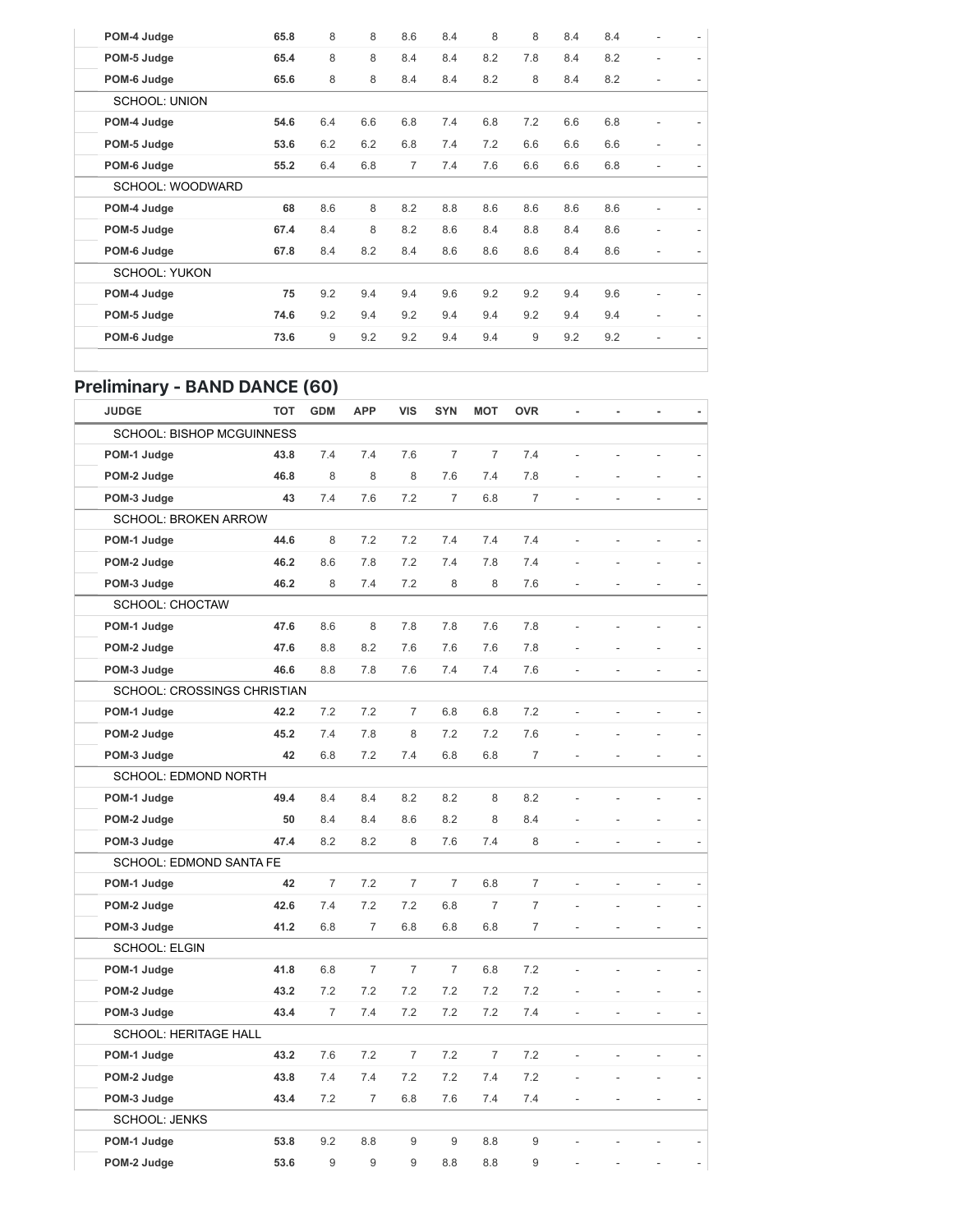| | | | | | | | | | | | |
|---|---|---|---|---|---|---|---|---|---|---|---|
| POM-4 Judge | 65.8 | 8 | 8 | 8.6 | 8.4 | 8 | 8 | 8.4 | 8.4 | - | - |
| POM-5 Judge | 65.4 | 8 | 8 | 8.4 | 8.4 | 8.2 | 7.8 | 8.4 | 8.2 | - | - |
| POM-6 Judge | 65.6 | 8 | 8 | 8.4 | 8.4 | 8.2 | 8 | 8.4 | 8.2 | - | - |
| SCHOOL: UNION | | | | | | | | | | | |
| POM-4 Judge | 54.6 | 6.4 | 6.6 | 6.8 | 7.4 | 6.8 | 7.2 | 6.6 | 6.8 | - | - |
| POM-5 Judge | 53.6 | 6.2 | 6.2 | 6.8 | 7.4 | 7.2 | 6.6 | 6.6 | 6.6 | - | - |
| POM-6 Judge | 55.2 | 6.4 | 6.8 | 7 | 7.4 | 7.6 | 6.6 | 6.6 | 6.8 | - | - |
| SCHOOL: WOODWARD | | | | | | | | | | | |
| POM-4 Judge | 68 | 8.6 | 8 | 8.2 | 8.8 | 8.6 | 8.6 | 8.6 | 8.6 | - | - |
| POM-5 Judge | 67.4 | 8.4 | 8 | 8.2 | 8.6 | 8.4 | 8.8 | 8.4 | 8.6 | - | - |
| POM-6 Judge | 67.8 | 8.4 | 8.2 | 8.4 | 8.6 | 8.6 | 8.6 | 8.4 | 8.6 | - | - |
| SCHOOL: YUKON | | | | | | | | | | | |
| POM-4 Judge | 75 | 9.2 | 9.4 | 9.4 | 9.6 | 9.2 | 9.2 | 9.4 | 9.6 | - | - |
| POM-5 Judge | 74.6 | 9.2 | 9.4 | 9.2 | 9.4 | 9.4 | 9.2 | 9.4 | 9.4 | - | - |
| POM-6 Judge | 73.6 | 9 | 9.2 | 9.2 | 9.4 | 9.4 | 9 | 9.2 | 9.2 | - | - |

## Preliminary - BAND DANCE (60)

| JUDGE | TOT | GDM | APP | VIS | SYN | MOT | OVR | - | - | - | - |
|---|---|---|---|---|---|---|---|---|---|---|---|
| SCHOOL: BISHOP MCGUINNESS | | | | | | | | | | | |
| POM-1 Judge | 43.8 | 7.4 | 7.4 | 7.6 | 7 | 7 | 7.4 | - | - | - | - |
| POM-2 Judge | 46.8 | 8 | 8 | 8 | 7.6 | 7.4 | 7.8 | - | - | - | - |
| POM-3 Judge | 43 | 7.4 | 7.6 | 7.2 | 7 | 6.8 | 7 | - | - | - | - |
| SCHOOL: BROKEN ARROW | | | | | | | | | | | |
| POM-1 Judge | 44.6 | 8 | 7.2 | 7.2 | 7.4 | 7.4 | 7.4 | - | - | - | - |
| POM-2 Judge | 46.2 | 8.6 | 7.8 | 7.2 | 7.4 | 7.8 | 7.4 | - | - | - | - |
| POM-3 Judge | 46.2 | 8 | 7.4 | 7.2 | 8 | 8 | 7.6 | - | - | - | - |
| SCHOOL: CHOCTAW | | | | | | | | | | | |
| POM-1 Judge | 47.6 | 8.6 | 8 | 7.8 | 7.8 | 7.6 | 7.8 | - | - | - | - |
| POM-2 Judge | 47.6 | 8.8 | 8.2 | 7.6 | 7.6 | 7.6 | 7.8 | - | - | - | - |
| POM-3 Judge | 46.6 | 8.8 | 7.8 | 7.6 | 7.4 | 7.4 | 7.6 | - | - | - | - |
| SCHOOL: CROSSINGS CHRISTIAN | | | | | | | | | | | |
| POM-1 Judge | 42.2 | 7.2 | 7.2 | 7 | 6.8 | 6.8 | 7.2 | - | - | - | - |
| POM-2 Judge | 45.2 | 7.4 | 7.8 | 8 | 7.2 | 7.2 | 7.6 | - | - | - | - |
| POM-3 Judge | 42 | 6.8 | 7.2 | 7.4 | 6.8 | 6.8 | 7 | - | - | - | - |
| SCHOOL: EDMOND NORTH | | | | | | | | | | | |
| POM-1 Judge | 49.4 | 8.4 | 8.4 | 8.2 | 8.2 | 8 | 8.2 | - | - | - | - |
| POM-2 Judge | 50 | 8.4 | 8.4 | 8.6 | 8.2 | 8 | 8.4 | - | - | - | - |
| POM-3 Judge | 47.4 | 8.2 | 8.2 | 8 | 7.6 | 7.4 | 8 | - | - | - | - |
| SCHOOL: EDMOND SANTA FE | | | | | | | | | | | |
| POM-1 Judge | 42 | 7 | 7.2 | 7 | 7 | 6.8 | 7 | - | - | - | - |
| POM-2 Judge | 42.6 | 7.4 | 7.2 | 7.2 | 6.8 | 7 | 7 | - | - | - | - |
| POM-3 Judge | 41.2 | 6.8 | 7 | 6.8 | 6.8 | 6.8 | 7 | - | - | - | - |
| SCHOOL: ELGIN | | | | | | | | | | | |
| POM-1 Judge | 41.8 | 6.8 | 7 | 7 | 7 | 6.8 | 7.2 | - | - | - | - |
| POM-2 Judge | 43.2 | 7.2 | 7.2 | 7.2 | 7.2 | 7.2 | 7.2 | - | - | - | - |
| POM-3 Judge | 43.4 | 7 | 7.4 | 7.2 | 7.2 | 7.2 | 7.4 | - | - | - | - |
| SCHOOL: HERITAGE HALL | | | | | | | | | | | |
| POM-1 Judge | 43.2 | 7.6 | 7.2 | 7 | 7.2 | 7 | 7.2 | - | - | - | - |
| POM-2 Judge | 43.8 | 7.4 | 7.4 | 7.2 | 7.2 | 7.4 | 7.2 | - | - | - | - |
| POM-3 Judge | 43.4 | 7.2 | 7 | 6.8 | 7.6 | 7.4 | 7.4 | - | - | - | - |
| SCHOOL: JENKS | | | | | | | | | | | |
| POM-1 Judge | 53.8 | 9.2 | 8.8 | 9 | 9 | 8.8 | 9 | - | - | - | - |
| POM-2 Judge | 53.6 | 9 | 9 | 9 | 8.8 | 8.8 | 9 | - | - | - | - |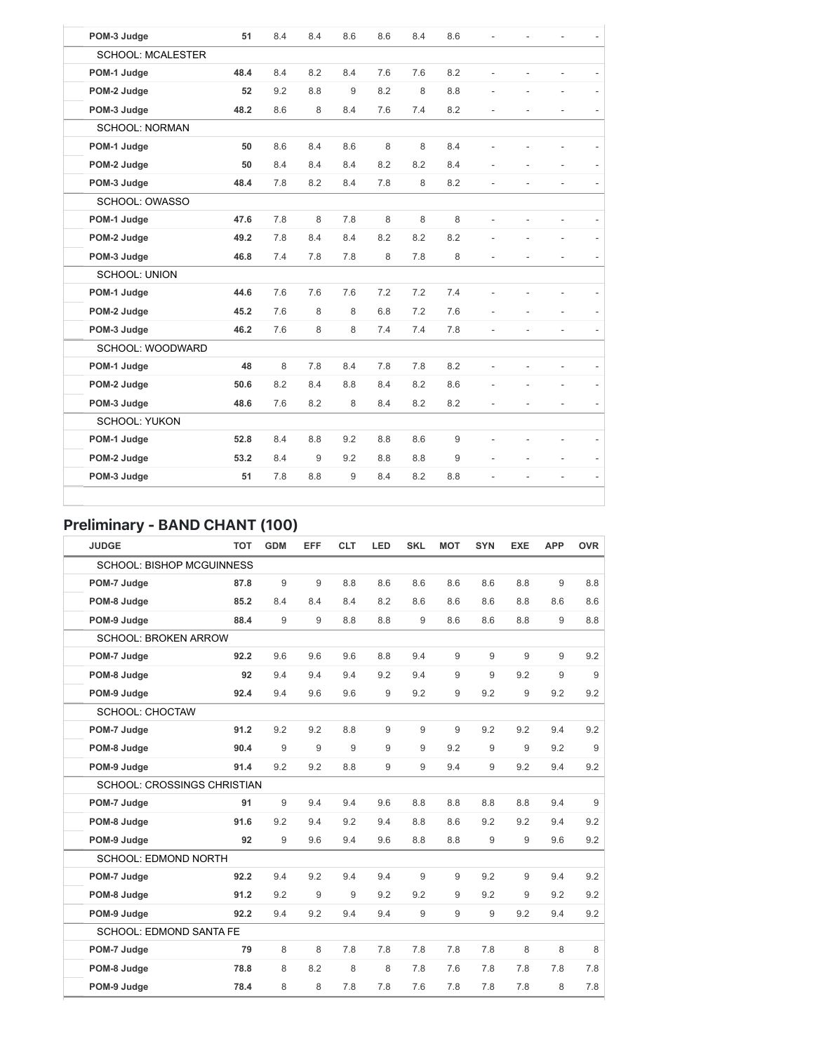| JUDGE | TOT | | | | | | | | | | |
|---|---|---|---|---|---|---|---|---|---|---|---|
| POM-3 Judge | 51 | 8.4 | 8.4 | 8.6 | 8.6 | 8.4 | 8.6 | - | - | - | - |
| SCHOOL: MCALESTER | | | | | | | | | | | |
| POM-1 Judge | 48.4 | 8.4 | 8.2 | 8.4 | 7.6 | 7.6 | 8.2 | - | - | - | - |
| POM-2 Judge | 52 | 9.2 | 8.8 | 9 | 8.2 | 8 | 8.8 | - | - | - | - |
| POM-3 Judge | 48.2 | 8.6 | 8 | 8.4 | 7.6 | 7.4 | 8.2 | - | - | - | - |
| SCHOOL: NORMAN | | | | | | | | | | | |
| POM-1 Judge | 50 | 8.6 | 8.4 | 8.6 | 8 | 8 | 8.4 | - | - | - | - |
| POM-2 Judge | 50 | 8.4 | 8.4 | 8.4 | 8.2 | 8.2 | 8.4 | - | - | - | - |
| POM-3 Judge | 48.4 | 7.8 | 8.2 | 8.4 | 7.8 | 8 | 8.2 | - | - | - | - |
| SCHOOL: OWASSO | | | | | | | | | | | |
| POM-1 Judge | 47.6 | 7.8 | 8 | 7.8 | 8 | 8 | 8 | - | - | - | - |
| POM-2 Judge | 49.2 | 7.8 | 8.4 | 8.4 | 8.2 | 8.2 | 8.2 | - | - | - | - |
| POM-3 Judge | 46.8 | 7.4 | 7.8 | 7.8 | 8 | 7.8 | 8 | - | - | - | - |
| SCHOOL: UNION | | | | | | | | | | | |
| POM-1 Judge | 44.6 | 7.6 | 7.6 | 7.6 | 7.2 | 7.2 | 7.4 | - | - | - | - |
| POM-2 Judge | 45.2 | 7.6 | 8 | 8 | 6.8 | 7.2 | 7.6 | - | - | - | - |
| POM-3 Judge | 46.2 | 7.6 | 8 | 8 | 7.4 | 7.4 | 7.8 | - | - | - | - |
| SCHOOL: WOODWARD | | | | | | | | | | | |
| POM-1 Judge | 48 | 8 | 7.8 | 8.4 | 7.8 | 7.8 | 8.2 | - | - | - | - |
| POM-2 Judge | 50.6 | 8.2 | 8.4 | 8.8 | 8.4 | 8.2 | 8.6 | - | - | - | - |
| POM-3 Judge | 48.6 | 7.6 | 8.2 | 8 | 8.4 | 8.2 | 8.2 | - | - | - | - |
| SCHOOL: YUKON | | | | | | | | | | | |
| POM-1 Judge | 52.8 | 8.4 | 8.8 | 9.2 | 8.8 | 8.6 | 9 | - | - | - | - |
| POM-2 Judge | 53.2 | 8.4 | 9 | 9.2 | 8.8 | 8.8 | 9 | - | - | - | - |
| POM-3 Judge | 51 | 7.8 | 8.8 | 9 | 8.4 | 8.2 | 8.8 | - | - | - | - |

## Preliminary - BAND CHANT (100)

| JUDGE | TOT | GDM | EFF | CLT | LED | SKL | MOT | SYN | EXE | APP | OVR |
|---|---|---|---|---|---|---|---|---|---|---|---|
| SCHOOL: BISHOP MCGUINNESS | | | | | | | | | | | |
| POM-7 Judge | 87.8 | 9 | 9 | 8.8 | 8.6 | 8.6 | 8.6 | 8.6 | 8.8 | 9 | 8.8 |
| POM-8 Judge | 85.2 | 8.4 | 8.4 | 8.4 | 8.2 | 8.6 | 8.6 | 8.6 | 8.8 | 8.6 | 8.6 |
| POM-9 Judge | 88.4 | 9 | 9 | 8.8 | 8.8 | 9 | 8.6 | 8.6 | 8.8 | 9 | 8.8 |
| SCHOOL: BROKEN ARROW | | | | | | | | | | | |
| POM-7 Judge | 92.2 | 9.6 | 9.6 | 9.6 | 8.8 | 9.4 | 9 | 9 | 9 | 9 | 9.2 |
| POM-8 Judge | 92 | 9.4 | 9.4 | 9.4 | 9.2 | 9.4 | 9 | 9 | 9.2 | 9 | 9 |
| POM-9 Judge | 92.4 | 9.4 | 9.6 | 9.6 | 9 | 9.2 | 9 | 9.2 | 9 | 9.2 | 9.2 |
| SCHOOL: CHOCTAW | | | | | | | | | | | |
| POM-7 Judge | 91.2 | 9.2 | 9.2 | 8.8 | 9 | 9 | 9 | 9.2 | 9.2 | 9.4 | 9.2 |
| POM-8 Judge | 90.4 | 9 | 9 | 9 | 9 | 9 | 9.2 | 9 | 9 | 9.2 | 9 |
| POM-9 Judge | 91.4 | 9.2 | 9.2 | 8.8 | 9 | 9 | 9.4 | 9 | 9.2 | 9.4 | 9.2 |
| SCHOOL: CROSSINGS CHRISTIAN | | | | | | | | | | | |
| POM-7 Judge | 91 | 9 | 9.4 | 9.4 | 9.6 | 8.8 | 8.8 | 8.8 | 8.8 | 9.4 | 9 |
| POM-8 Judge | 91.6 | 9.2 | 9.4 | 9.2 | 9.4 | 8.8 | 8.6 | 9.2 | 9.2 | 9.4 | 9.2 |
| POM-9 Judge | 92 | 9 | 9.6 | 9.4 | 9.6 | 8.8 | 8.8 | 9 | 9 | 9.6 | 9.2 |
| SCHOOL: EDMOND NORTH | | | | | | | | | | | |
| POM-7 Judge | 92.2 | 9.4 | 9.2 | 9.4 | 9.4 | 9 | 9 | 9.2 | 9 | 9.4 | 9.2 |
| POM-8 Judge | 91.2 | 9.2 | 9 | 9 | 9.2 | 9.2 | 9 | 9.2 | 9 | 9.2 | 9.2 |
| POM-9 Judge | 92.2 | 9.4 | 9.2 | 9.4 | 9.4 | 9 | 9 | 9 | 9.2 | 9.4 | 9.2 |
| SCHOOL: EDMOND SANTA FE | | | | | | | | | | | |
| POM-7 Judge | 79 | 8 | 8 | 7.8 | 7.8 | 7.8 | 7.8 | 7.8 | 8 | 8 | 8 |
| POM-8 Judge | 78.8 | 8 | 8.2 | 8 | 8 | 7.8 | 7.6 | 7.8 | 7.8 | 7.8 | 7.8 |
| POM-9 Judge | 78.4 | 8 | 8 | 7.8 | 7.8 | 7.6 | 7.8 | 7.8 | 7.8 | 8 | 7.8 |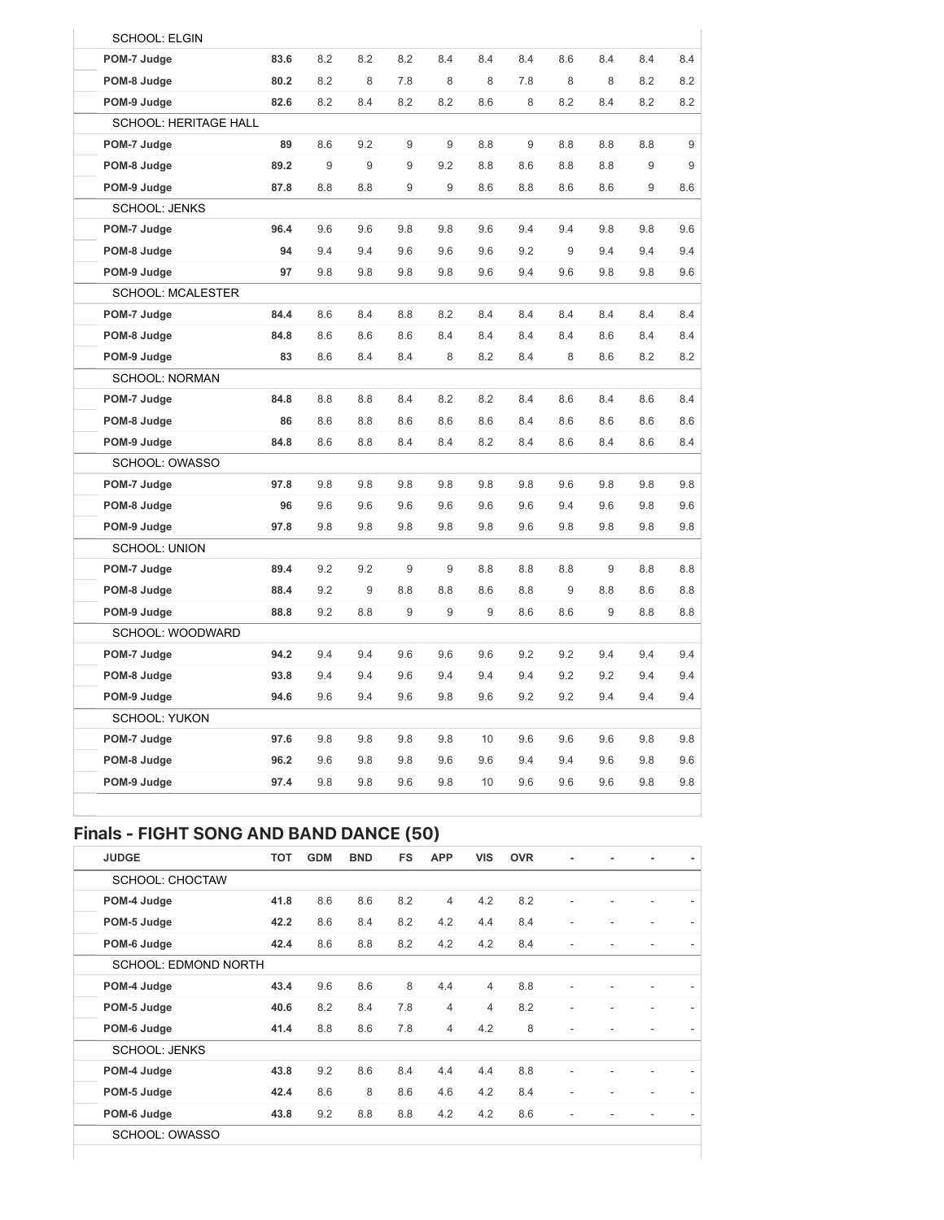| | | | | | | | | | | | |
|---|---|---|---|---|---|---|---|---|---|---|---|
| SCHOOL: ELGIN | | | | | | | | | | | |
| POM-7 Judge | 83.6 | 8.2 | 8.2 | 8.2 | 8.4 | 8.4 | 8.4 | 8.6 | 8.4 | 8.4 | 8.4 |
| POM-8 Judge | 80.2 | 8.2 | 8 | 7.8 | 8 | 8 | 7.8 | 8 | 8 | 8.2 | 8.2 |
| POM-9 Judge | 82.6 | 8.2 | 8.4 | 8.2 | 8.2 | 8.6 | 8 | 8.2 | 8.4 | 8.2 | 8.2 |
| SCHOOL: HERITAGE HALL | | | | | | | | | | | |
| POM-7 Judge | 89 | 8.6 | 9.2 | 9 | 9 | 8.8 | 9 | 8.8 | 8.8 | 8.8 | 9 |
| POM-8 Judge | 89.2 | 9 | 9 | 9 | 9.2 | 8.8 | 8.6 | 8.8 | 8.8 | 9 | 9 |
| POM-9 Judge | 87.8 | 8.8 | 8.8 | 9 | 9 | 8.6 | 8.8 | 8.6 | 8.6 | 9 | 8.6 |
| SCHOOL: JENKS | | | | | | | | | | | |
| POM-7 Judge | 96.4 | 9.6 | 9.6 | 9.8 | 9.8 | 9.6 | 9.4 | 9.4 | 9.8 | 9.8 | 9.6 |
| POM-8 Judge | 94 | 9.4 | 9.4 | 9.6 | 9.6 | 9.6 | 9.2 | 9 | 9.4 | 9.4 | 9.4 |
| POM-9 Judge | 97 | 9.8 | 9.8 | 9.8 | 9.8 | 9.6 | 9.4 | 9.6 | 9.8 | 9.8 | 9.6 |
| SCHOOL: MCALESTER | | | | | | | | | | | |
| POM-7 Judge | 84.4 | 8.6 | 8.4 | 8.8 | 8.2 | 8.4 | 8.4 | 8.4 | 8.4 | 8.4 | 8.4 |
| POM-8 Judge | 84.8 | 8.6 | 8.6 | 8.6 | 8.4 | 8.4 | 8.4 | 8.4 | 8.6 | 8.4 | 8.4 |
| POM-9 Judge | 83 | 8.6 | 8.4 | 8.4 | 8 | 8.2 | 8.4 | 8 | 8.6 | 8.2 | 8.2 |
| SCHOOL: NORMAN | | | | | | | | | | | |
| POM-7 Judge | 84.8 | 8.8 | 8.8 | 8.4 | 8.2 | 8.2 | 8.4 | 8.6 | 8.4 | 8.6 | 8.4 |
| POM-8 Judge | 86 | 8.6 | 8.8 | 8.6 | 8.6 | 8.6 | 8.4 | 8.6 | 8.6 | 8.6 | 8.6 |
| POM-9 Judge | 84.8 | 8.6 | 8.8 | 8.4 | 8.4 | 8.2 | 8.4 | 8.6 | 8.4 | 8.6 | 8.4 |
| SCHOOL: OWASSO | | | | | | | | | | | |
| POM-7 Judge | 97.8 | 9.8 | 9.8 | 9.8 | 9.8 | 9.8 | 9.8 | 9.6 | 9.8 | 9.8 | 9.8 |
| POM-8 Judge | 96 | 9.6 | 9.6 | 9.6 | 9.6 | 9.6 | 9.6 | 9.4 | 9.6 | 9.8 | 9.6 |
| POM-9 Judge | 97.8 | 9.8 | 9.8 | 9.8 | 9.8 | 9.8 | 9.6 | 9.8 | 9.8 | 9.8 | 9.8 |
| SCHOOL: UNION | | | | | | | | | | | |
| POM-7 Judge | 89.4 | 9.2 | 9.2 | 9 | 9 | 8.8 | 8.8 | 8.8 | 9 | 8.8 | 8.8 |
| POM-8 Judge | 88.4 | 9.2 | 9 | 8.8 | 8.8 | 8.6 | 8.8 | 9 | 8.8 | 8.6 | 8.8 |
| POM-9 Judge | 88.8 | 9.2 | 8.8 | 9 | 9 | 9 | 8.6 | 8.6 | 9 | 8.8 | 8.8 |
| SCHOOL: WOODWARD | | | | | | | | | | | |
| POM-7 Judge | 94.2 | 9.4 | 9.4 | 9.6 | 9.6 | 9.6 | 9.2 | 9.2 | 9.4 | 9.4 | 9.4 |
| POM-8 Judge | 93.8 | 9.4 | 9.4 | 9.6 | 9.4 | 9.4 | 9.4 | 9.2 | 9.2 | 9.4 | 9.4 |
| POM-9 Judge | 94.6 | 9.6 | 9.4 | 9.6 | 9.8 | 9.6 | 9.2 | 9.2 | 9.4 | 9.4 | 9.4 |
| SCHOOL: YUKON | | | | | | | | | | | |
| POM-7 Judge | 97.6 | 9.8 | 9.8 | 9.8 | 9.8 | 10 | 9.6 | 9.6 | 9.6 | 9.8 | 9.8 |
| POM-8 Judge | 96.2 | 9.6 | 9.8 | 9.8 | 9.6 | 9.6 | 9.4 | 9.4 | 9.6 | 9.8 | 9.6 |
| POM-9 Judge | 97.4 | 9.8 | 9.8 | 9.6 | 9.8 | 10 | 9.6 | 9.6 | 9.6 | 9.8 | 9.8 |

## Finals - FIGHT SONG AND BAND DANCE (50)

| JUDGE | TOT | GDM | BND | FS | APP | VIS | OVR | - | - | - | - |
|---|---|---|---|---|---|---|---|---|---|---|---|
| SCHOOL: CHOCTAW | | | | | | | | | | | |
| POM-4 Judge | 41.8 | 8.6 | 8.6 | 8.2 | 4 | 4.2 | 8.2 | - | - | - | - |
| POM-5 Judge | 42.2 | 8.6 | 8.4 | 8.2 | 4.2 | 4.4 | 8.4 | - | - | - | - |
| POM-6 Judge | 42.4 | 8.6 | 8.8 | 8.2 | 4.2 | 4.2 | 8.4 | - | - | - | - |
| SCHOOL: EDMOND NORTH | | | | | | | | | | | |
| POM-4 Judge | 43.4 | 9.6 | 8.6 | 8 | 4.4 | 4 | 8.8 | - | - | - | - |
| POM-5 Judge | 40.6 | 8.2 | 8.4 | 7.8 | 4 | 4 | 8.2 | - | - | - | - |
| POM-6 Judge | 41.4 | 8.8 | 8.6 | 7.8 | 4 | 4.2 | 8 | - | - | - | - |
| SCHOOL: JENKS | | | | | | | | | | | |
| POM-4 Judge | 43.8 | 9.2 | 8.6 | 8.4 | 4.4 | 4.4 | 8.8 | - | - | - | - |
| POM-5 Judge | 42.4 | 8.6 | 8 | 8.6 | 4.6 | 4.2 | 8.4 | - | - | - | - |
| POM-6 Judge | 43.8 | 9.2 | 8.8 | 8.8 | 4.2 | 4.2 | 8.6 | - | - | - | - |
| SCHOOL: OWASSO | | | | | | | | | | | |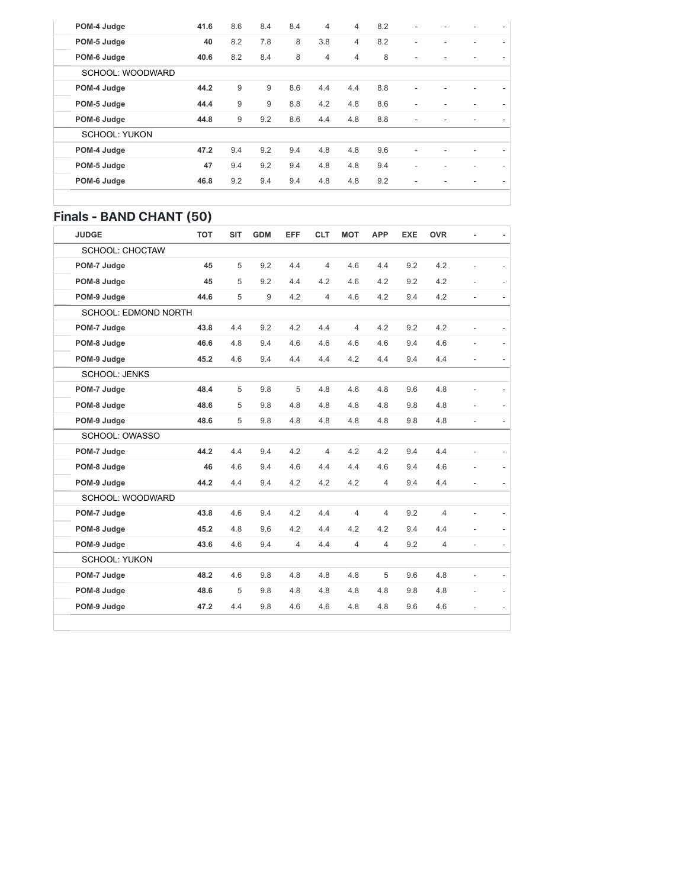| | | | | | | | | | | | |
|---|---|---|---|---|---|---|---|---|---|---|---|
| **POM-4 Judge** | **41.6** | 8.6 | 8.4 | 8.4 | 4 | 4 | 8.2 | - | - | - | - |
| **POM-5 Judge** | **40** | 8.2 | 7.8 | 8 | 3.8 | 4 | 8.2 | - | - | - | - |
| **POM-6 Judge** | **40.6** | 8.2 | 8.4 | 8 | 4 | 4 | 8 | - | - | - | - |
| SCHOOL: WOODWARD | | | | | | | | | | | |
| **POM-4 Judge** | **44.2** | 9 | 9 | 8.6 | 4.4 | 4.4 | 8.8 | - | - | - | - |
| **POM-5 Judge** | **44.4** | 9 | 9 | 8.8 | 4.2 | 4.8 | 8.6 | - | - | - | - |
| **POM-6 Judge** | **44.8** | 9 | 9.2 | 8.6 | 4.4 | 4.8 | 8.8 | - | - | - | - |
| SCHOOL: YUKON | | | | | | | | | | | |
| **POM-4 Judge** | **47.2** | 9.4 | 9.2 | 9.4 | 4.8 | 4.8 | 9.6 | - | - | - | - |
| **POM-5 Judge** | **47** | 9.4 | 9.2 | 9.4 | 4.8 | 4.8 | 9.4 | - | - | - | - |
| **POM-6 Judge** | **46.8** | 9.2 | 9.4 | 9.4 | 4.8 | 4.8 | 9.2 | - | - | - | - |

## Finals - BAND CHANT (50)

| JUDGE | TOT | SIT | GDM | EFF | CLT | MOT | APP | EXE | OVR | - | - |
|---|---|---|---|---|---|---|---|---|---|---|---|
| SCHOOL: CHOCTAW | | | | | | | | | | | |
| **POM-7 Judge** | **45** | 5 | 9.2 | 4.4 | 4 | 4.6 | 4.4 | 9.2 | 4.2 | - | - |
| **POM-8 Judge** | **45** | 5 | 9.2 | 4.4 | 4.2 | 4.6 | 4.2 | 9.2 | 4.2 | - | - |
| **POM-9 Judge** | **44.6** | 5 | 9 | 4.2 | 4 | 4.6 | 4.2 | 9.4 | 4.2 | - | - |
| SCHOOL: EDMOND NORTH | | | | | | | | | | | |
| **POM-7 Judge** | **43.8** | 4.4 | 9.2 | 4.2 | 4.4 | 4 | 4.2 | 9.2 | 4.2 | - | - |
| **POM-8 Judge** | **46.6** | 4.8 | 9.4 | 4.6 | 4.6 | 4.6 | 4.6 | 9.4 | 4.6 | - | - |
| **POM-9 Judge** | **45.2** | 4.6 | 9.4 | 4.4 | 4.4 | 4.2 | 4.4 | 9.4 | 4.4 | - | - |
| SCHOOL: JENKS | | | | | | | | | | | |
| **POM-7 Judge** | **48.4** | 5 | 9.8 | 5 | 4.8 | 4.6 | 4.8 | 9.6 | 4.8 | - | - |
| **POM-8 Judge** | **48.6** | 5 | 9.8 | 4.8 | 4.8 | 4.8 | 4.8 | 9.8 | 4.8 | - | - |
| **POM-9 Judge** | **48.6** | 5 | 9.8 | 4.8 | 4.8 | 4.8 | 4.8 | 9.8 | 4.8 | - | - |
| SCHOOL: OWASSO | | | | | | | | | | | |
| **POM-7 Judge** | **44.2** | 4.4 | 9.4 | 4.2 | 4 | 4.2 | 4.2 | 9.4 | 4.4 | - | - |
| **POM-8 Judge** | **46** | 4.6 | 9.4 | 4.6 | 4.4 | 4.4 | 4.6 | 9.4 | 4.6 | - | - |
| **POM-9 Judge** | **44.2** | 4.4 | 9.4 | 4.2 | 4.2 | 4.2 | 4 | 9.4 | 4.4 | - | - |
| SCHOOL: WOODWARD | | | | | | | | | | | |
| **POM-7 Judge** | **43.8** | 4.6 | 9.4 | 4.2 | 4.4 | 4 | 4 | 9.2 | 4 | - | - |
| **POM-8 Judge** | **45.2** | 4.8 | 9.6 | 4.2 | 4.4 | 4.2 | 4.2 | 9.4 | 4.4 | - | - |
| **POM-9 Judge** | **43.6** | 4.6 | 9.4 | 4 | 4.4 | 4 | 4 | 9.2 | 4 | - | - |
| SCHOOL: YUKON | | | | | | | | | | | |
| **POM-7 Judge** | **48.2** | 4.6 | 9.8 | 4.8 | 4.8 | 4.8 | 5 | 9.6 | 4.8 | - | - |
| **POM-8 Judge** | **48.6** | 5 | 9.8 | 4.8 | 4.8 | 4.8 | 4.8 | 9.8 | 4.8 | - | - |
| **POM-9 Judge** | **47.2** | 4.4 | 9.8 | 4.6 | 4.6 | 4.8 | 4.8 | 9.6 | 4.6 | - | - |